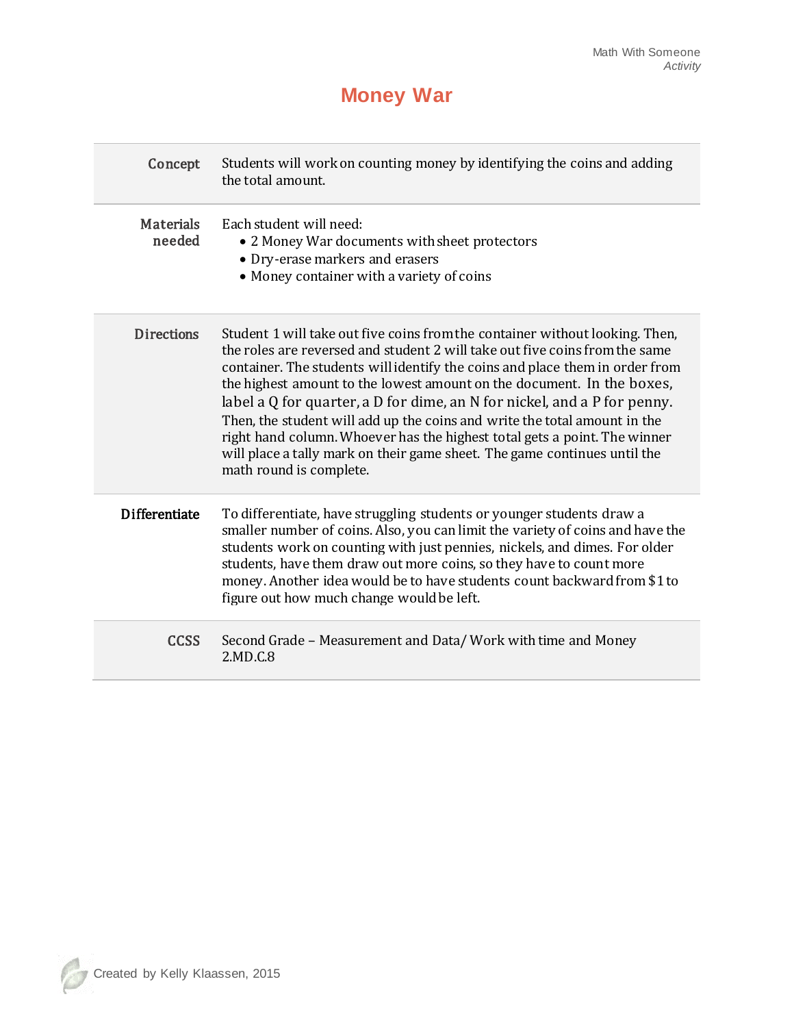Math With Someone
*Activity*

# Money War

| | |
|---|---|
| **Concept** | Students will work on counting money by identifying the coins and adding the total amount. |
| **Materials needed** | Each student will need: <br>• 2 Money War documents with sheet protectors <br>• Dry-erase markers and erasers <br>• Money container with a variety of coins |
| **Directions** | Student 1 will take out five coins from the container without looking. Then, the roles are reversed and student 2 will take out five coins from the same container. The students will identify the coins and place them in order from the highest amount to the lowest amount on the document. In the boxes, label a Q for quarter, a D for dime, an N for nickel, and a P for penny. Then, the student will add up the coins and write the total amount in the right hand column. Whoever has the highest total gets a point. The winner will place a tally mark on their game sheet. The game continues until the math round is complete. |
| **Differentiate** | To differentiate, have struggling students or younger students draw a smaller number of coins. Also, you can limit the variety of coins and have the students work on counting with just pennies, nickels, and dimes. For older students, have them draw out more coins, so they have to count more money. Another idea would be to have students count backward from $1 to figure out how much change would be left. |
| **CCSS** | Second Grade – Measurement and Data/ Work with time and Money <br>2.MD.C.8 |

Created by Kelly Klaassen, 2015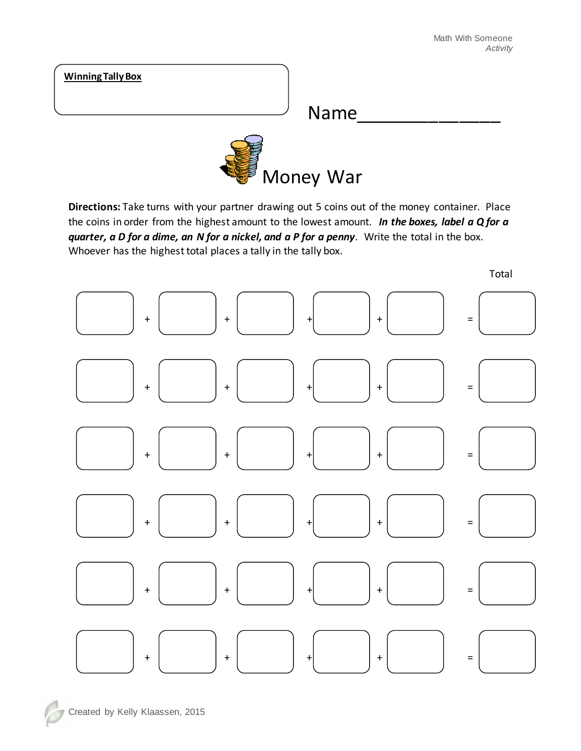Math With Someone
*Activity*

**Winning Tally Box**

Name_______________

# Money War

**Directions:** Take turns with your partner drawing out 5 coins out of the money container. Place the coins in order from the highest amount to the lowest amount. ***In the boxes, label a Q for a quarter, a D for a dime, an N for a nickel, and a P for a penny***. Write the total in the box. Whoever has the highest total places a tally in the tally box.

| | | | | | | | | | | |
|---|---|---|---|---|---|---|---|---|---|---|
| | | | | | | | | | | Total |
| | + | | + | | + | | + | | = | |
| | + | | + | | + | | + | | = | |
| | + | | + | | + | | + | | = | |
| | + | | + | | + | | + | | = | |
| | + | | + | | + | | + | | = | |
| | + | | + | | + | | + | | = | |

Created by Kelly Klaassen, 2015